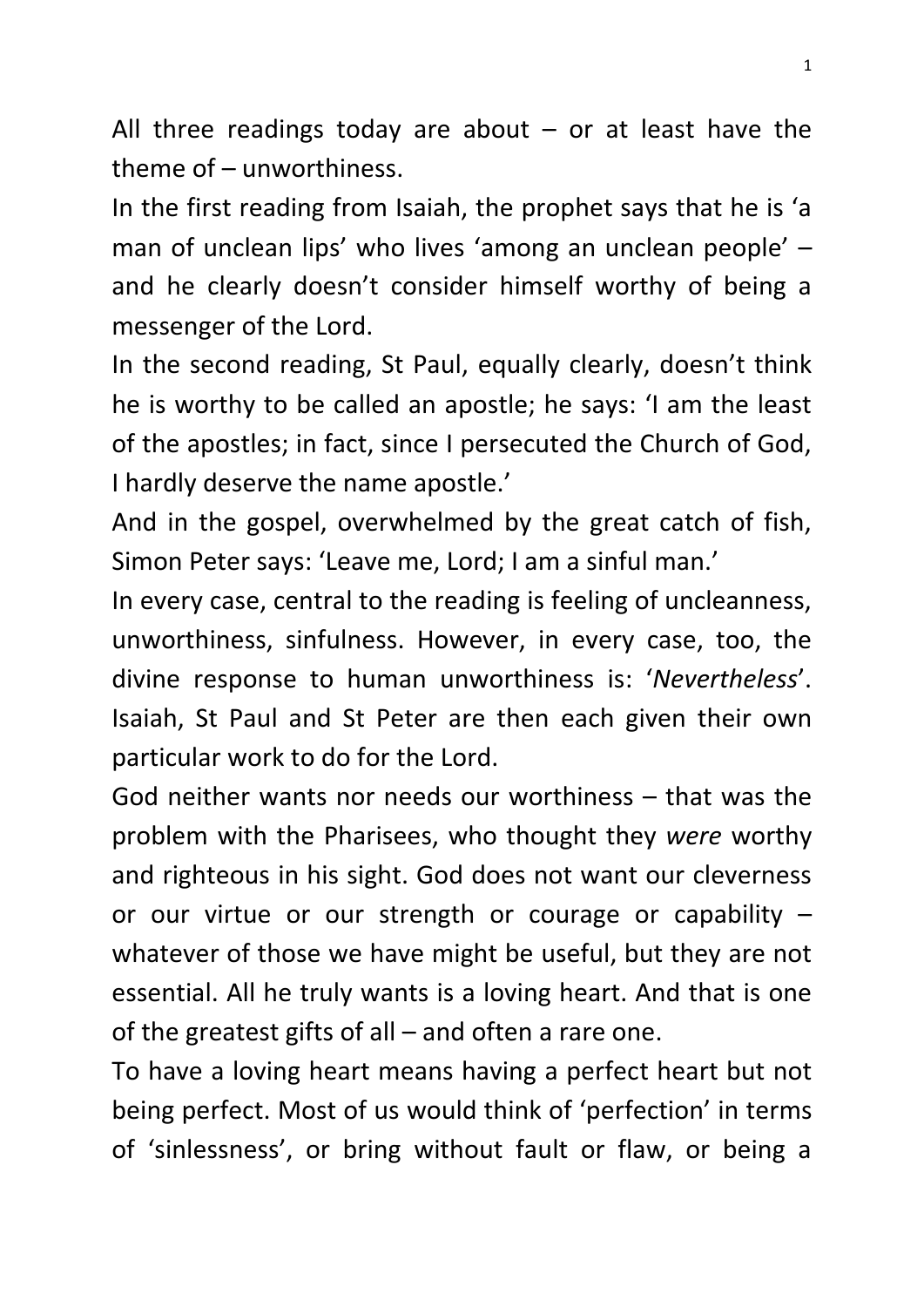All three readings today are about – or at least have the theme of – unworthiness.

In the first reading from Isaiah, the prophet says that he is 'a man of unclean lips' who lives 'among an unclean people' – and he clearly doesn't consider himself worthy of being a messenger of the Lord.

In the second reading, St Paul, equally clearly, doesn't think he is worthy to be called an apostle; he says: 'I am the least of the apostles; in fact, since I persecuted the Church of God, I hardly deserve the name apostle.'

And in the gospel, overwhelmed by the great catch of fish, Simon Peter says: 'Leave me, Lord; I am a sinful man.'

In every case, central to the reading is feeling of uncleanness, unworthiness, sinfulness. However, in every case, too, the divine response to human unworthiness is: '*Nevertheless*'. Isaiah, St Paul and St Peter are then each given their own particular work to do for the Lord.

God neither wants nor needs our worthiness – that was the problem with the Pharisees, who thought they *were* worthy and righteous in his sight. God does not want our cleverness or our virtue or our strength or courage or capability – whatever of those we have might be useful, but they are not essential. All he truly wants is a loving heart. And that is one of the greatest gifts of all – and often a rare one.

To have a loving heart means having a perfect heart but not being perfect. Most of us would think of 'perfection' in terms of 'sinlessness', or bring without fault or flaw, or being a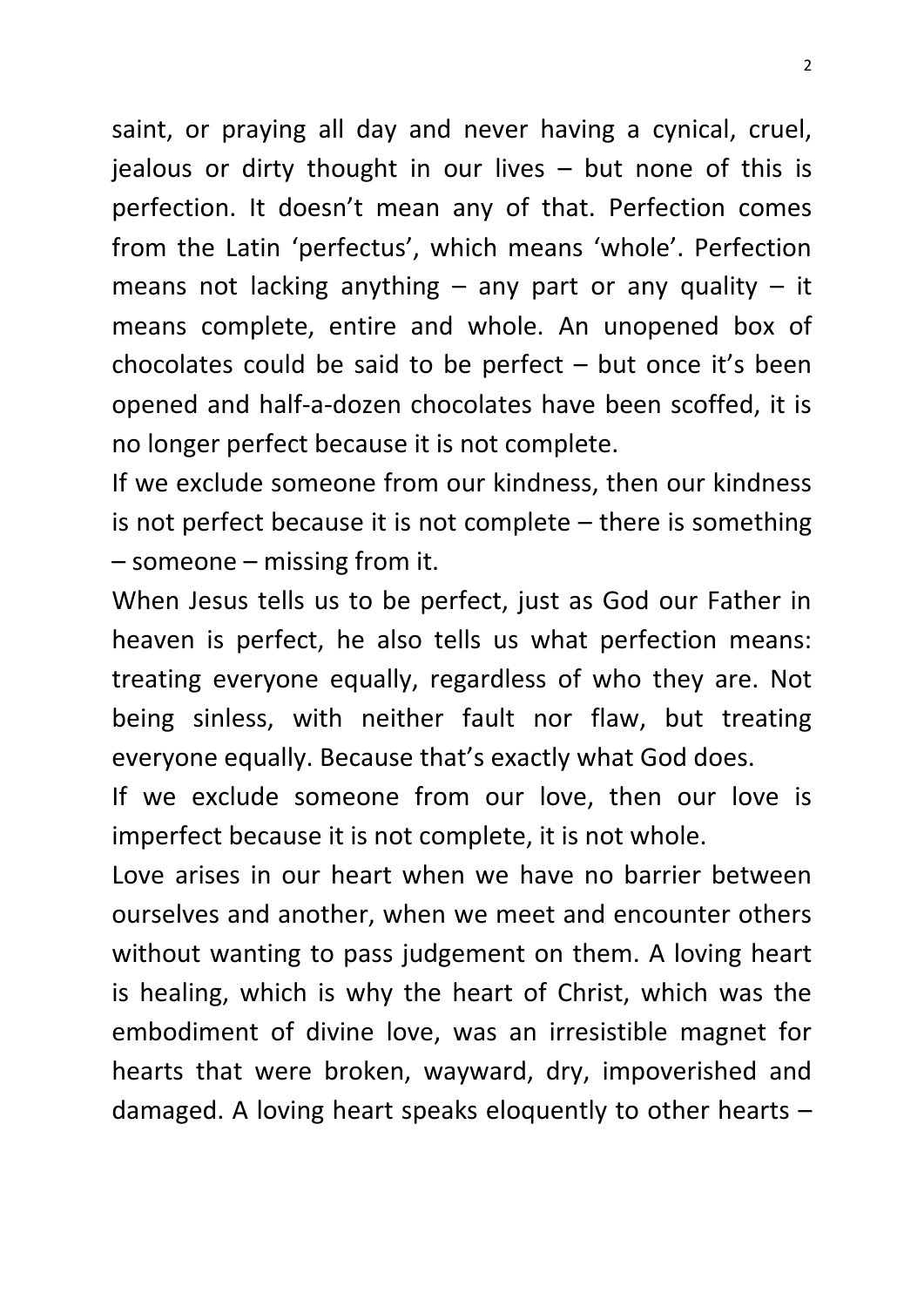saint, or praying all day and never having a cynical, cruel, jealous or dirty thought in our lives – but none of this is perfection. It doesn't mean any of that. Perfection comes from the Latin 'perfectus', which means 'whole'. Perfection means not lacking anything – any part or any quality – it means complete, entire and whole. An unopened box of chocolates could be said to be perfect – but once it's been opened and half-a-dozen chocolates have been scoffed, it is no longer perfect because it is not complete.

If we exclude someone from our kindness, then our kindness is not perfect because it is not complete – there is something – someone – missing from it.

When Jesus tells us to be perfect, just as God our Father in heaven is perfect, he also tells us what perfection means: treating everyone equally, regardless of who they are. Not being sinless, with neither fault nor flaw, but treating everyone equally. Because that's exactly what God does.

If we exclude someone from our love, then our love is imperfect because it is not complete, it is not whole.

Love arises in our heart when we have no barrier between ourselves and another, when we meet and encounter others without wanting to pass judgement on them. A loving heart is healing, which is why the heart of Christ, which was the embodiment of divine love, was an irresistible magnet for hearts that were broken, wayward, dry, impoverished and damaged. A loving heart speaks eloquently to other hearts –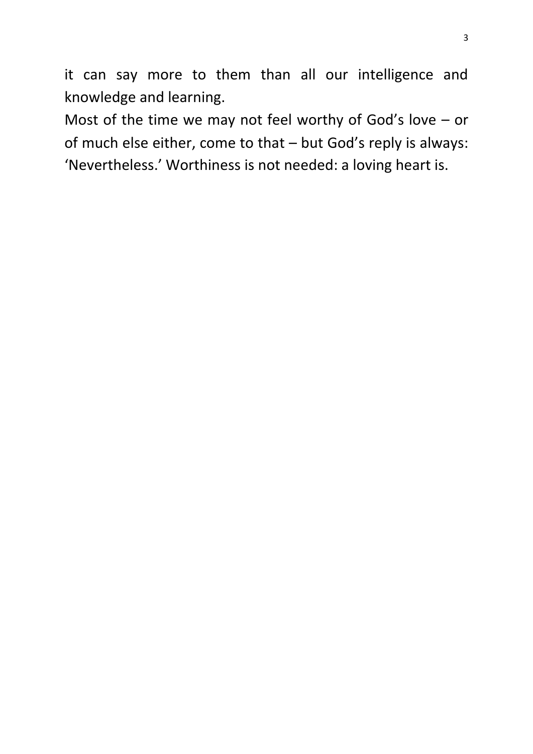it can say more to them than all our intelligence and knowledge and learning.

Most of the time we may not feel worthy of God’s love – or of much else either, come to that – but God’s reply is always: ‘Nevertheless.’ Worthiness is not needed: a loving heart is.